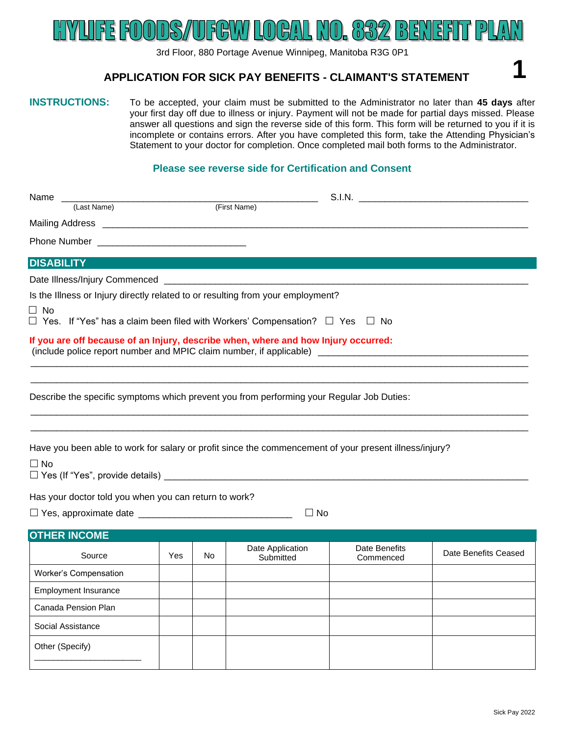# HYLIFE FOODS/UFCW LOCAL NO. 832 BENEFIT PLAN

3rd Floor, 880 Portage Avenue Winnipeg, Manitoba R3G 0P1

## APPLICATION FOR SICK PAY BENEFITS - CLAIMANT'S STATEMENT

**1**

**INSTRUCTIONS:** To be accepted, your claim must be submitted to the Administrator no later than **45 days** after your first day off due to illness or injury. Payment will not be made for partial days missed. Please answer all questions and sign the reverse side of this form. This form will be returned to you if it is incomplete or contains errors. After you have completed this form, take the Attending Physician's Statement to your doctor for completion. Once completed mail both forms to the Administrator.

**Please see reverse side for Certification and Consent**

Name ______________________________________________ S.I.N. ______________________________
(Last Name) (First Name)

Mailing Address ________________________________________________________________________________

Phone Number ___________________________

## DISABILITY

Date Illness/Injury Commenced ________________________________________________________________

Is the Illness or Injury directly related to or resulting from your employment?

☐ No
☐ Yes. If "Yes" has a claim been filed with Workers' Compensation? ☐ Yes ☐ No

**If you are off because of an Injury, describe when, where and how Injury occurred:**
(include police report number and MPIC claim number, if applicable) ____________________________________

_____________________________________________________________________________________________

_____________________________________________________________________________________________

Describe the specific symptoms which prevent you from performing your Regular Job Duties:

_____________________________________________________________________________________________

_____________________________________________________________________________________________

Have you been able to work for salary or profit since the commencement of your present illness/injury?

☐ No
☐ Yes (If "Yes", provide details) _______________________________________________________________

Has your doctor told you when you can return to work?

☐ Yes, approximate date ____________________________ ☐ No

## OTHER INCOME

| Source | Yes | No | Date Application Submitted | Date Benefits Commenced | Date Benefits Ceased |
|---|---|---|---|---|---|
| Worker's Compensation | | | | | |
| Employment Insurance | | | | | |
| Canada Pension Plan | | | | | |
| Social Assistance | | | | | |
| Other (Specify) ____________________ | | | | | |

Sick Pay 2022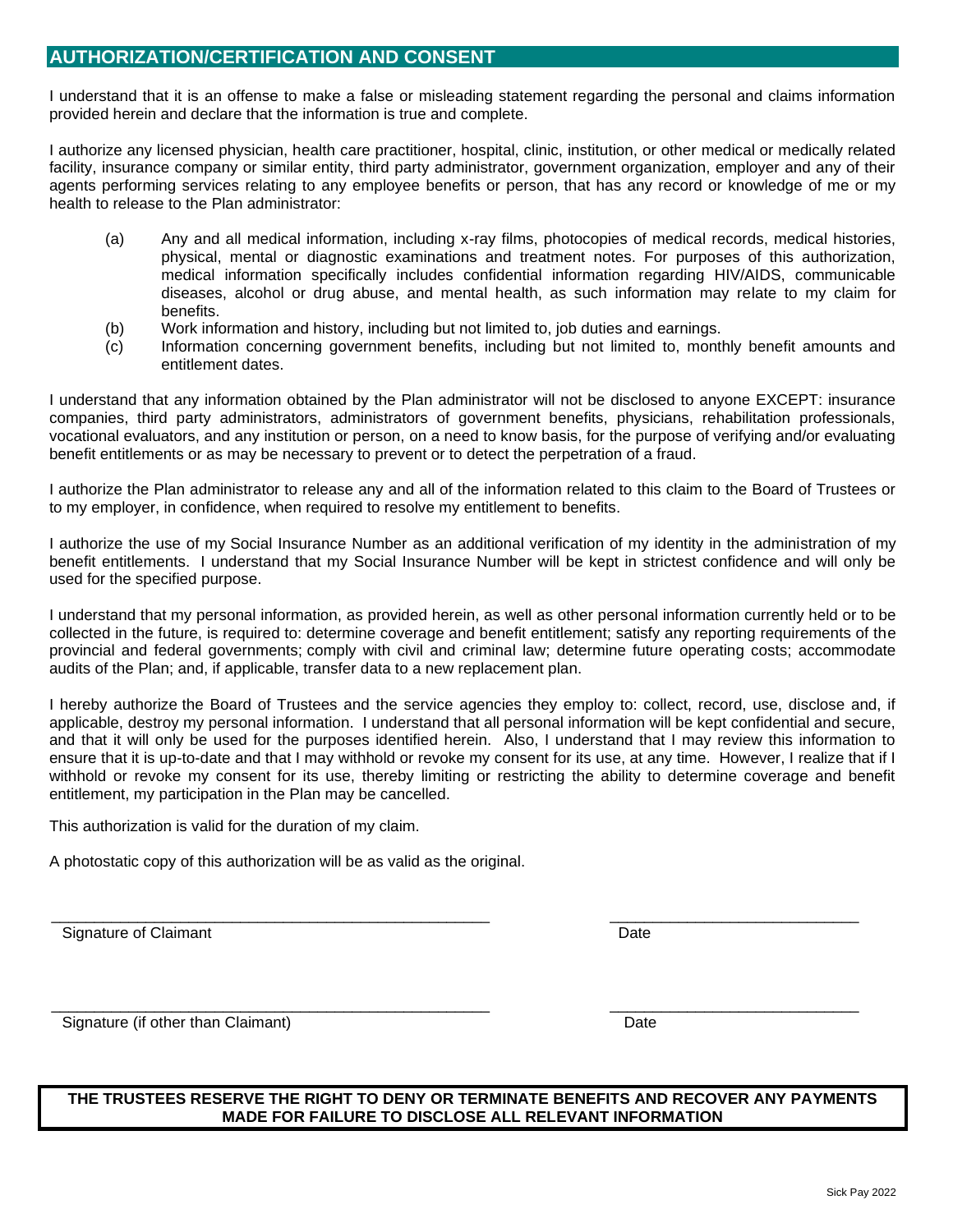## AUTHORIZATION/CERTIFICATION AND CONSENT

I understand that it is an offense to make a false or misleading statement regarding the personal and claims information provided herein and declare that the information is true and complete.

I authorize any licensed physician, health care practitioner, hospital, clinic, institution, or other medical or medically related facility, insurance company or similar entity, third party administrator, government organization, employer and any of their agents performing services relating to any employee benefits or person, that has any record or knowledge of me or my health to release to the Plan administrator:

(a) Any and all medical information, including x-ray films, photocopies of medical records, medical histories, physical, mental or diagnostic examinations and treatment notes. For purposes of this authorization, medical information specifically includes confidential information regarding HIV/AIDS, communicable diseases, alcohol or drug abuse, and mental health, as such information may relate to my claim for benefits.

(b) Work information and history, including but not limited to, job duties and earnings.

(c) Information concerning government benefits, including but not limited to, monthly benefit amounts and entitlement dates.

I understand that any information obtained by the Plan administrator will not be disclosed to anyone EXCEPT: insurance companies, third party administrators, administrators of government benefits, physicians, rehabilitation professionals, vocational evaluators, and any institution or person, on a need to know basis, for the purpose of verifying and/or evaluating benefit entitlements or as may be necessary to prevent or to detect the perpetration of a fraud.

I authorize the Plan administrator to release any and all of the information related to this claim to the Board of Trustees or to my employer, in confidence, when required to resolve my entitlement to benefits.

I authorize the use of my Social Insurance Number as an additional verification of my identity in the administration of my benefit entitlements. I understand that my Social Insurance Number will be kept in strictest confidence and will only be used for the specified purpose.

I understand that my personal information, as provided herein, as well as other personal information currently held or to be collected in the future, is required to: determine coverage and benefit entitlement; satisfy any reporting requirements of the provincial and federal governments; comply with civil and criminal law; determine future operating costs; accommodate audits of the Plan; and, if applicable, transfer data to a new replacement plan.

I hereby authorize the Board of Trustees and the service agencies they employ to: collect, record, use, disclose and, if applicable, destroy my personal information. I understand that all personal information will be kept confidential and secure, and that it will only be used for the purposes identified herein. Also, I understand that I may review this information to ensure that it is up-to-date and that I may withhold or revoke my consent for its use, at any time. However, I realize that if I withhold or revoke my consent for its use, thereby limiting or restricting the ability to determine coverage and benefit entitlement, my participation in the Plan may be cancelled.

This authorization is valid for the duration of my claim.

A photostatic copy of this authorization will be as valid as the original.

\_\_\_\_\_\_\_\_\_\_\_\_\_\_\_\_\_\_\_\_\_\_\_\_\_\_\_\_\_\_\_\_\_\_\_\_\_\_\_\_\_\_\_\_\_\_\_\_ &nbsp;&nbsp;&nbsp;&nbsp; \_\_\_\_\_\_\_\_\_\_\_\_\_\_\_\_\_\_\_\_\_\_\_\_\_\_\_\_
Signature of Claimant &nbsp;&nbsp;&nbsp;&nbsp; Date

\_\_\_\_\_\_\_\_\_\_\_\_\_\_\_\_\_\_\_\_\_\_\_\_\_\_\_\_\_\_\_\_\_\_\_\_\_\_\_\_\_\_\_\_\_\_\_\_ &nbsp;&nbsp;&nbsp;&nbsp; \_\_\_\_\_\_\_\_\_\_\_\_\_\_\_\_\_\_\_\_\_\_\_\_\_\_\_\_
Signature (if other than Claimant) &nbsp;&nbsp;&nbsp;&nbsp; Date

**THE TRUSTEES RESERVE THE RIGHT TO DENY OR TERMINATE BENEFITS AND RECOVER ANY PAYMENTS MADE FOR FAILURE TO DISCLOSE ALL RELEVANT INFORMATION**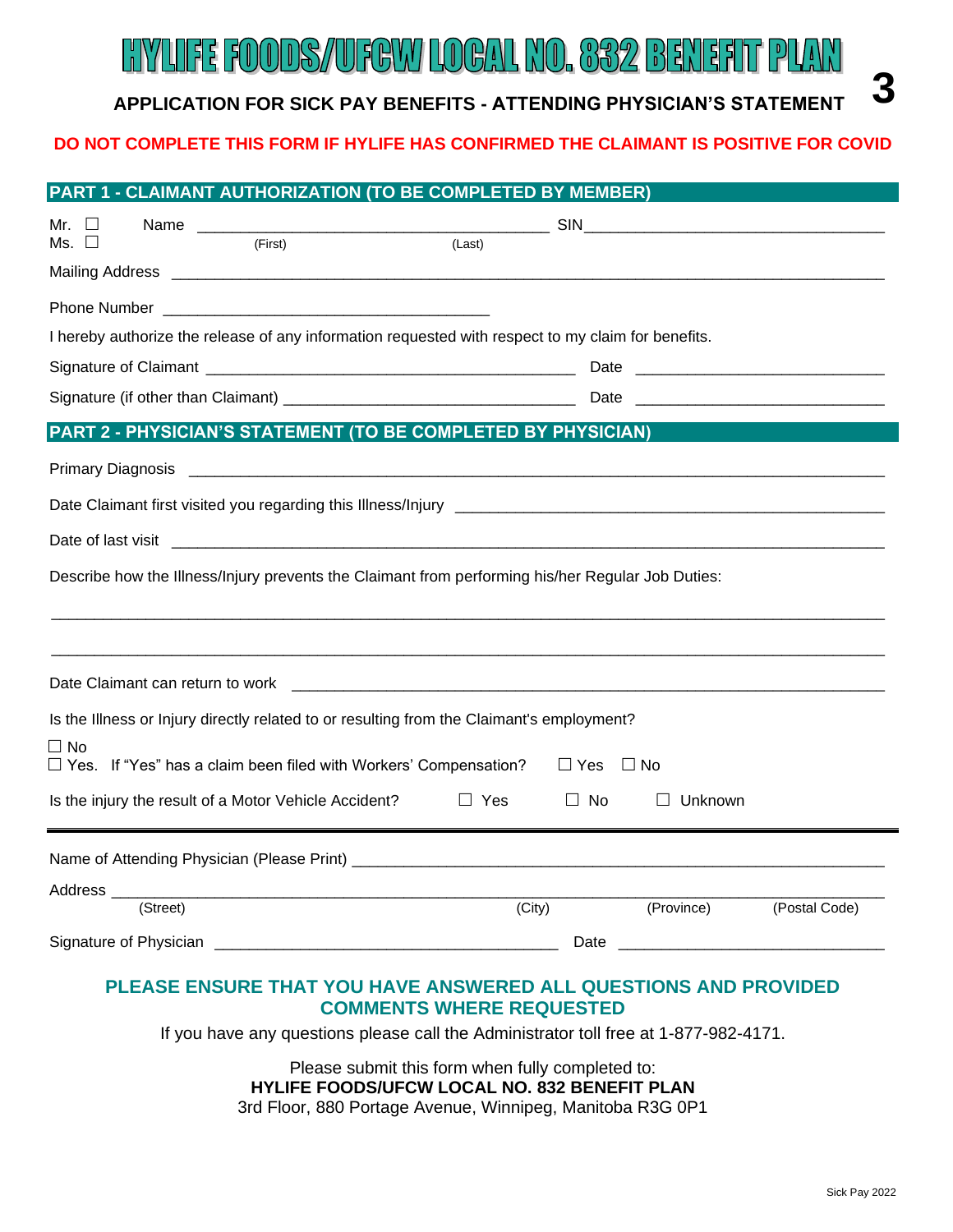# HYLIFE FOODS/UFCW LOCAL NO. 832 BENEFIT PLAN

**APPLICATION FOR SICK PAY BENEFITS - ATTENDING PHYSICIAN'S STATEMENT** **3**

**DO NOT COMPLETE THIS FORM IF HYLIFE HAS CONFIRMED THE CLAIMANT IS POSITIVE FOR COVID**

## PART 1 - CLAIMANT AUTHORIZATION (TO BE COMPLETED BY MEMBER)

Mr. ☐
Ms. ☐ Name ________________________________________ SIN___________________________________
(First) (Last)

Mailing Address ____________________________________________________________________________

Phone Number ______________________________________

I hereby authorize the release of any information requested with respect to my claim for benefits.

Signature of Claimant ___________________________________________ Date ____________________________

Signature (if other than Claimant) _________________________________ Date ____________________________

## PART 2 - PHYSICIAN'S STATEMENT (TO BE COMPLETED BY PHYSICIAN)

Primary Diagnosis ___________________________________________________________________________

Date Claimant first visited you regarding this Illness/Injury __________________________________________________

Date of last visit _____________________________________________________________________________

Describe how the Illness/Injury prevents the Claimant from performing his/her Regular Job Duties:

________________________________________________________________________________________

________________________________________________________________________________________

Date Claimant can return to work ___________________________________________________________________

Is the Illness or Injury directly related to or resulting from the Claimant's employment?

☐ No
☐ Yes. If "Yes" has a claim been filed with Workers' Compensation? ☐ Yes ☐ No

Is the injury the result of a Motor Vehicle Accident? ☐ Yes ☐ No ☐ Unknown

---

Name of Attending Physician (Please Print) ___________________________________________________________

Address ________________________________________________________________________________
(Street) (City) (Province) (Postal Code)

Signature of Physician _______________________________________ Date _____________________________

**PLEASE ENSURE THAT YOU HAVE ANSWERED ALL QUESTIONS AND PROVIDED COMMENTS WHERE REQUESTED**

If you have any questions please call the Administrator toll free at 1-877-982-4171.

Please submit this form when fully completed to:
**HYLIFE FOODS/UFCW LOCAL NO. 832 BENEFIT PLAN**
3rd Floor, 880 Portage Avenue, Winnipeg, Manitoba R3G 0P1

Sick Pay 2022